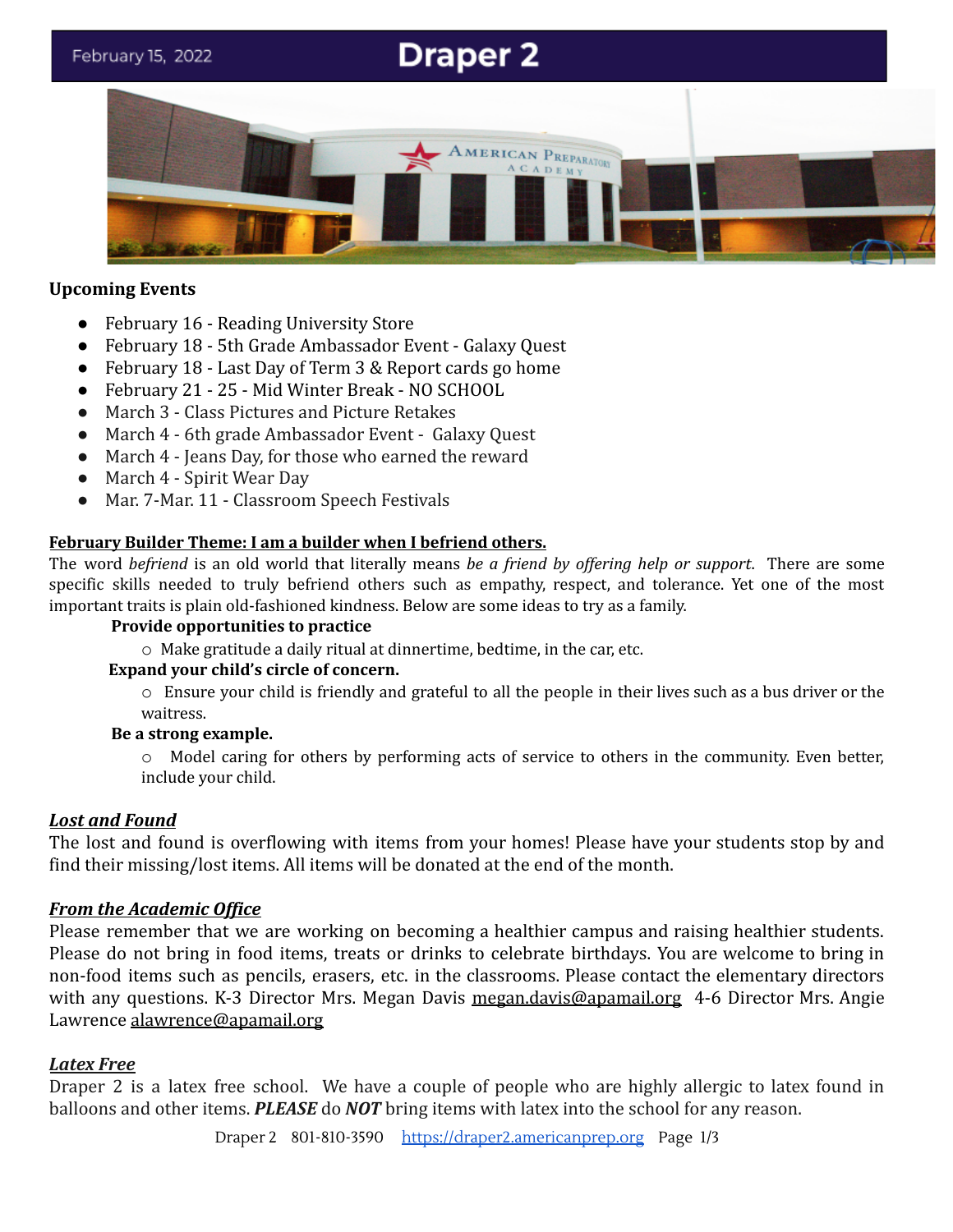February 15, 2022

# Draper 2

**Upcoming Events**

- February 16 - Reading University Store
- February 18 - 5th Grade Ambassador Event - Galaxy Quest
- February 18 - Last Day of Term 3 & Report cards go home
- February 21 - 25 - Mid Winter Break - NO SCHOOL
- March 3 - Class Pictures and Picture Retakes
- March 4 - 6th grade Ambassador Event - Galaxy Quest
- March 4 - Jeans Day, for those who earned the reward
- March 4 - Spirit Wear Day
- Mar. 7-Mar. 11 - Classroom Speech Festivals

**February Builder Theme: I am a builder when I befriend others.**

The word *befriend* is an old world that literally means *be a friend by offering help or support*. There are some specific skills needed to truly befriend others such as empathy, respect, and tolerance. Yet one of the most important traits is plain old-fashioned kindness. Below are some ideas to try as a family.

**Provide opportunities to practice**

- Make gratitude a daily ritual at dinnertime, bedtime, in the car, etc.

**Expand your child's circle of concern.**

- Ensure your child is friendly and grateful to all the people in their lives such as a bus driver or the waitress.

**Be a strong example.**

- Model caring for others by performing acts of service to others in the community. Even better, include your child.

***Lost and Found***

The lost and found is overflowing with items from your homes! Please have your students stop by and find their missing/lost items. All items will be donated at the end of the month.

***From the Academic Office***

Please remember that we are working on becoming a healthier campus and raising healthier students. Please do not bring in food items, treats or drinks to celebrate birthdays. You are welcome to bring in non-food items such as pencils, erasers, etc. in the classrooms. Please contact the elementary directors with any questions. K-3 Director Mrs. Megan Davis megan.davis@apamail.org 4-6 Director Mrs. Angie Lawrence alawrence@apamail.org

***Latex Free***

Draper 2 is a latex free school. We have a couple of people who are highly allergic to latex found in balloons and other items. ***PLEASE*** do ***NOT*** bring items with latex into the school for any reason.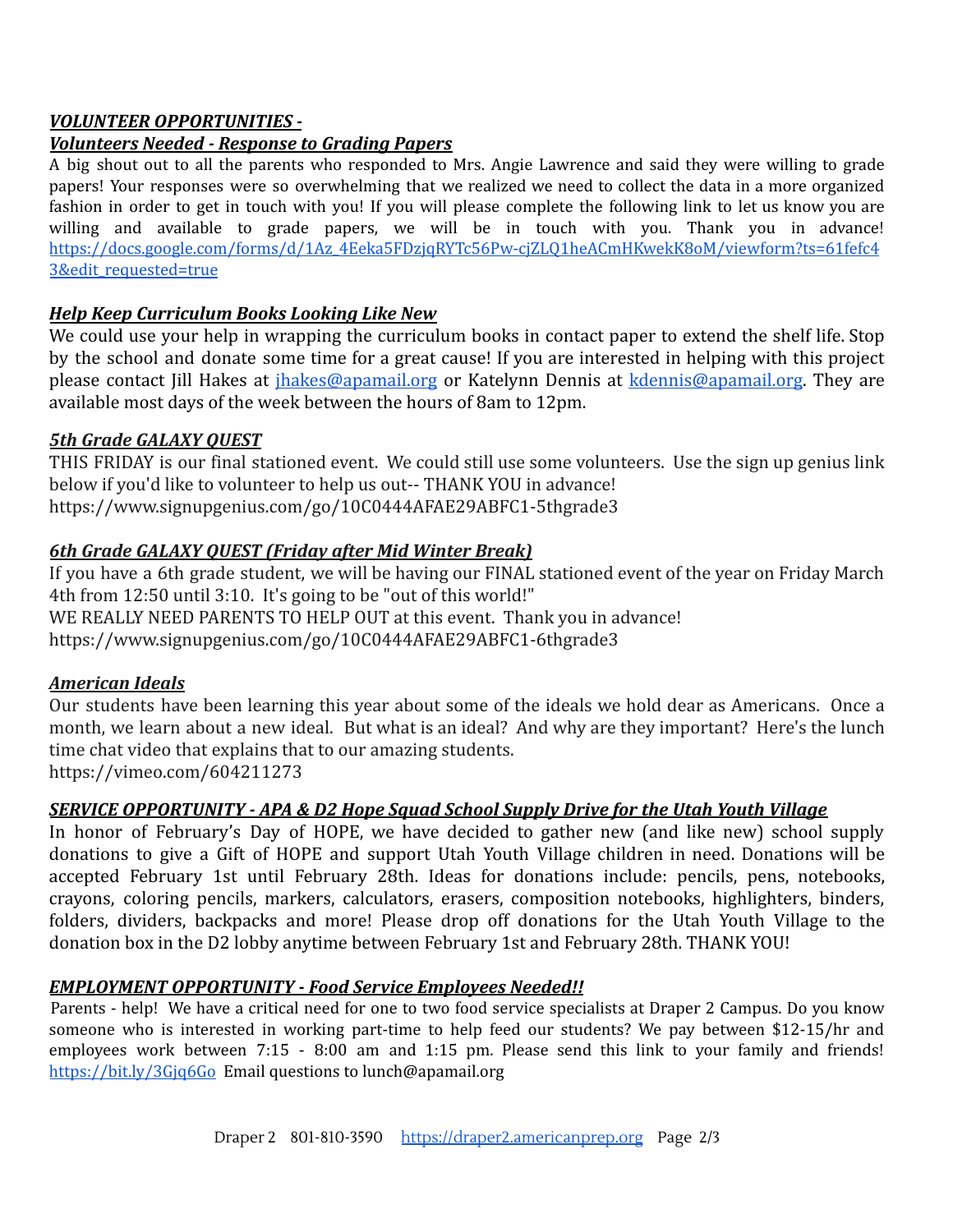***VOLUNTEER OPPORTUNITIES -***

***Volunteers Needed - Response to Grading Papers***

A big shout out to all the parents who responded to Mrs. Angie Lawrence and said they were willing to grade papers! Your responses were so overwhelming that we realized we need to collect the data in a more organized fashion in order to get in touch with you! If you will please complete the following link to let us know you are willing and available to grade papers, we will be in touch with you. Thank you in advance! https://docs.google.com/forms/d/1Az_4Eeka5FDzjqRYTc56Pw-cjZLQ1heACmHKwekK8oM/viewform?ts=61fefc43&edit_requested=true

***Help Keep Curriculum Books Looking Like New***

We could use your help in wrapping the curriculum books in contact paper to extend the shelf life. Stop by the school and donate some time for a great cause! If you are interested in helping with this project please contact Jill Hakes at jhakes@apamail.org or Katelynn Dennis at kdennis@apamail.org. They are available most days of the week between the hours of 8am to 12pm.

***5th Grade GALAXY QUEST***

THIS FRIDAY is our final stationed event. We could still use some volunteers. Use the sign up genius link below if you'd like to volunteer to help us out-- THANK YOU in advance!
https://www.signupgenius.com/go/10C0444AFAE29ABFC1-5thgrade3

***6th Grade GALAXY QUEST (Friday after Mid Winter Break)***

If you have a 6th grade student, we will be having our FINAL stationed event of the year on Friday March 4th from 12:50 until 3:10. It's going to be "out of this world!"
WE REALLY NEED PARENTS TO HELP OUT at this event. Thank you in advance!
https://www.signupgenius.com/go/10C0444AFAE29ABFC1-6thgrade3

***American Ideals***

Our students have been learning this year about some of the ideals we hold dear as Americans. Once a month, we learn about a new ideal. But what is an ideal? And why are they important? Here's the lunch time chat video that explains that to our amazing students.
https://vimeo.com/604211273

***SERVICE OPPORTUNITY - APA & D2 Hope Squad School Supply Drive for the Utah Youth Village***

In honor of February's Day of HOPE, we have decided to gather new (and like new) school supply donations to give a Gift of HOPE and support Utah Youth Village children in need. Donations will be accepted February 1st until February 28th. Ideas for donations include: pencils, pens, notebooks, crayons, coloring pencils, markers, calculators, erasers, composition notebooks, highlighters, binders, folders, dividers, backpacks and more! Please drop off donations for the Utah Youth Village to the donation box in the D2 lobby anytime between February 1st and February 28th. THANK YOU!

***EMPLOYMENT OPPORTUNITY - Food Service Employees Needed!!***

Parents - help! We have a critical need for one to two food service specialists at Draper 2 Campus. Do you know someone who is interested in working part-time to help feed our students? We pay between $12-15/hr and employees work between 7:15 - 8:00 am and 1:15 pm. Please send this link to your family and friends! https://bit.ly/3Gjq6Go Email questions to lunch@apamail.org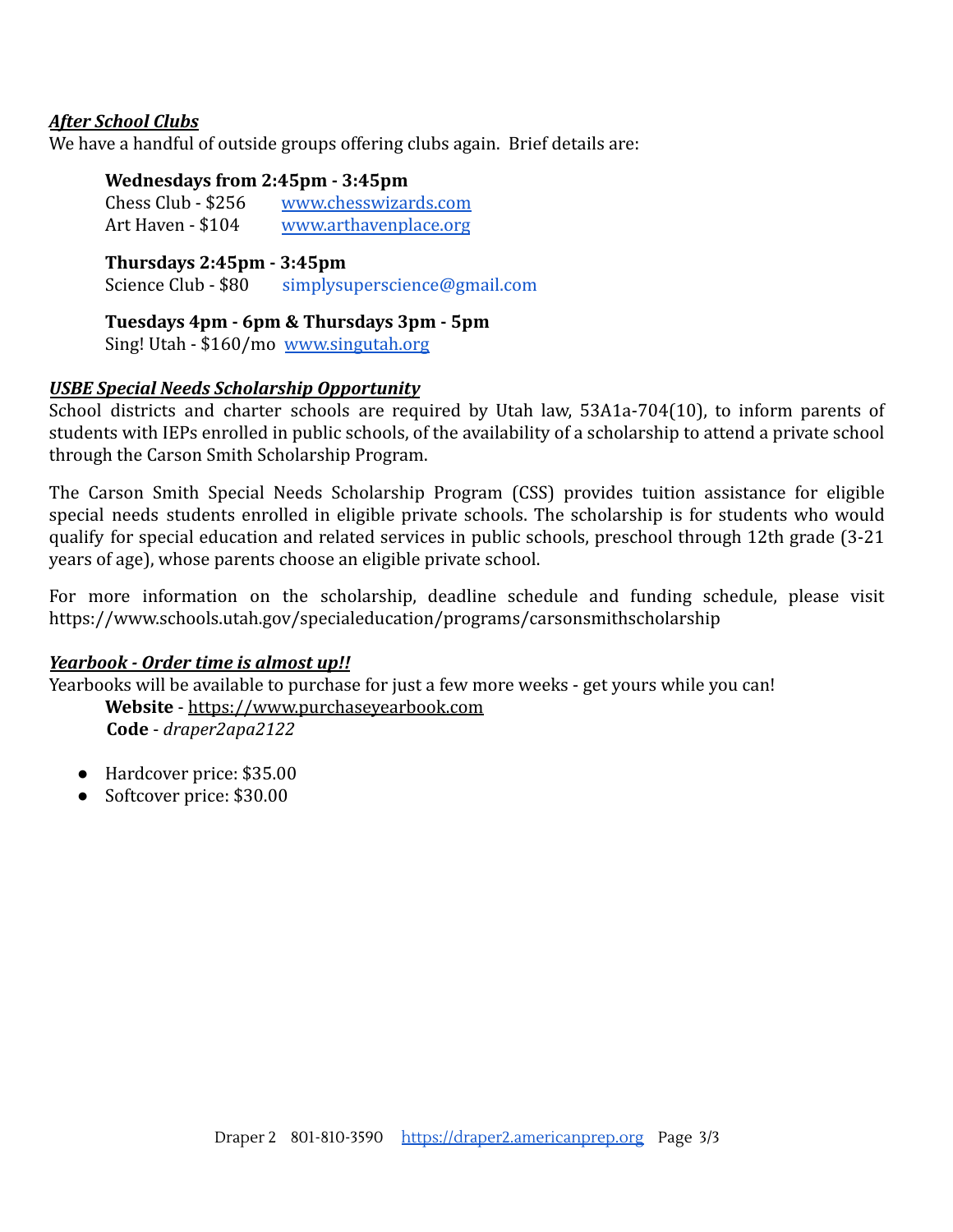***After School Clubs***

We have a handful of outside groups offering clubs again. Brief details are:

**Wednesdays from 2:45pm - 3:45pm**

Chess Club - $256 www.chesswizards.com

Art Haven - $104 www.arthavenplace.org

**Thursdays 2:45pm - 3:45pm**

Science Club - $80 simplysuperscience@gmail.com

**Tuesdays 4pm - 6pm & Thursdays 3pm - 5pm**

Sing! Utah - $160/mo www.singutah.org

***USBE Special Needs Scholarship Opportunity***

School districts and charter schools are required by Utah law, 53A1a-704(10), to inform parents of students with IEPs enrolled in public schools, of the availability of a scholarship to attend a private school through the Carson Smith Scholarship Program.

The Carson Smith Special Needs Scholarship Program (CSS) provides tuition assistance for eligible special needs students enrolled in eligible private schools. The scholarship is for students who would qualify for special education and related services in public schools, preschool through 12th grade (3-21 years of age), whose parents choose an eligible private school.

For more information on the scholarship, deadline schedule and funding schedule, please visit https://www.schools.utah.gov/specialeducation/programs/carsonsmithscholarship

***Yearbook - Order time is almost up!!***

Yearbooks will be available to purchase for just a few more weeks - get yours while you can!

**Website** - https://www.purchaseyearbook.com

**Code** - *draper2apa2122*

- Hardcover price: $35.00
- Softcover price: $30.00